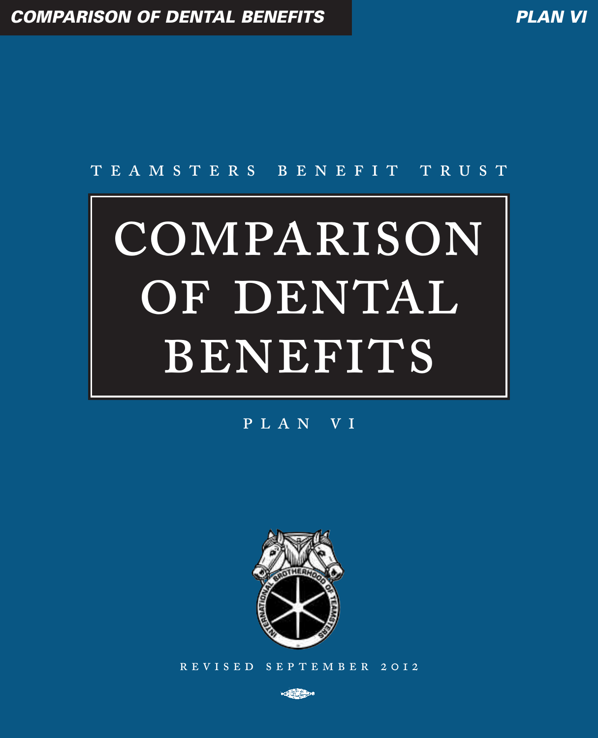TEAMSTERS BENEFIT TRUST

# COMPARISON OF DENTAL BENEFITS

PLAN VI

REVISED SEPTEMBER 2012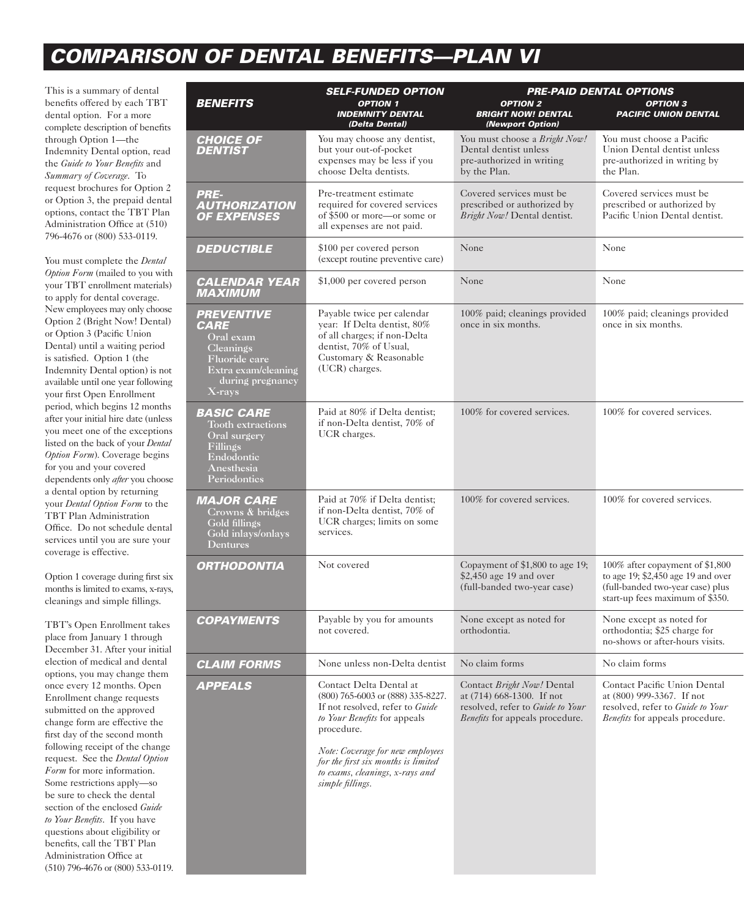# COMPARISON OF DENTAL BENEFITS—PLAN VI

This is a summary of dental benefits offered by each TBT dental option. For a more complete description of benefits through Option 1—the Indemnity Dental option, read the *Guide to Your Benefits* and *Summary of Coverage*. To request brochures for Option 2 or Option 3, the prepaid dental options, contact the TBT Plan Administration Office at (510) 796-4676 or (800) 533-0119.

You must complete the *Dental Option Form* (mailed to you with your TBT enrollment materials) to apply for dental coverage. New employees may only choose Option 2 (Bright Now! Dental) or Option 3 (Pacific Union Dental) until a waiting period is satisfied. Option 1 (the Indemnity Dental option) is not available until one year following your first Open Enrollment period, which begins 12 months after your initial hire date (unless you meet one of the exceptions listed on the back of your *Dental Option Form*). Coverage begins for you and your covered dependents only *after* you choose a dental option by returning your *Dental Option Form* to the TBT Plan Administration Office. Do not schedule dental services until you are sure your coverage is effective.

Option 1 coverage during first six months is limited to exams, x-rays, cleanings and simple fillings.

TBT's Open Enrollment takes place from January 1 through December 31. After your initial election of medical and dental options, you may change them once every 12 months. Open Enrollment change requests submitted on the approved change form are effective the first day of the second month following receipt of the change request. See the *Dental Option Form* for more information. Some restrictions apply—so be sure to check the dental section of the enclosed *Guide to Your Benefits*. If you have questions about eligibility or benefits, call the TBT Plan Administration Office at (510) 796-4676 or (800) 533-0119.

| BENEFITS | SELF-FUNDED OPTION | PRE-PAID DENTAL OPTIONS | |
|---|---|---|---|
| | OPTION 1 INDEMNITY DENTAL (Delta Dental) | OPTION 2 BRIGHT NOW! DENTAL (Newport Option) | OPTION 3 PACIFIC UNION DENTAL |
| **CHOICE OF DENTIST** | You may choose any dentist, but your out-of-pocket expenses may be less if you choose Delta dentists. | You must choose a *Bright Now!* Dental dentist unless pre-authorized in writing by the Plan. | You must choose a Pacific Union Dental dentist unless pre-authorized in writing by the Plan. |
| **PRE-AUTHORIZATION OF EXPENSES** | Pre-treatment estimate required for covered services of $500 or more—or some or all expenses are not paid. | Covered services must be prescribed or authorized by *Bright Now!* Dental dentist. | Covered services must be prescribed or authorized by Pacific Union Dental dentist. |
| **DEDUCTIBLE** | $100 per covered person (except routine preventive care) | None | None |
| **CALENDAR YEAR MAXIMUM** | $1,000 per covered person | None | None |
| **PREVENTIVE CARE** Oral exam, Cleanings, Fluoride care, Extra exam/cleaning during pregnancy, X-rays | Payable twice per calendar year: If Delta dentist, 80% of all charges; if non-Delta dentist, 70% of Usual, Customary & Reasonable (UCR) charges. | 100% paid; cleanings provided once in six months. | 100% paid; cleanings provided once in six months. |
| **BASIC CARE** Tooth extractions, Oral surgery, Fillings, Endodontic, Anesthesia, Periodontics | Paid at 80% if Delta dentist; if non-Delta dentist, 70% of UCR charges. | 100% for covered services. | 100% for covered services. |
| **MAJOR CARE** Crowns & bridges, Gold fillings, Gold inlays/onlays, Dentures | Paid at 70% if Delta dentist; if non-Delta dentist, 70% of UCR charges; limits on some services. | 100% for covered services. | 100% for covered services. |
| **ORTHODONTIA** | Not covered | Copayment of $1,800 to age 19; $2,450 age 19 and over (full-banded two-year case) | 100% after copayment of $1,800 to age 19; $2,450 age 19 and over (full-banded two-year case) plus start-up fees maximum of $350. |
| **COPAYMENTS** | Payable by you for amounts not covered. | None except as noted for orthodontia. | None except as noted for orthodontia; $25 charge for no-shows or after-hours visits. |
| **CLAIM FORMS** | None unless non-Delta dentist | No claim forms | No claim forms |
| **APPEALS** | Contact Delta Dental at (800) 765-6003 or (888) 335-8227. If not resolved, refer to *Guide to Your Benefits* for appeals procedure. *Note: Coverage for new employees for the first six months is limited to exams, cleanings, x-rays and simple fillings.* | Contact *Bright Now!* Dental at (714) 668-1300. If not resolved, refer to *Guide to Your Benefits* for appeals procedure. | Contact Pacific Union Dental at (800) 999-3367. If not resolved, refer to *Guide to Your Benefits* for appeals procedure. |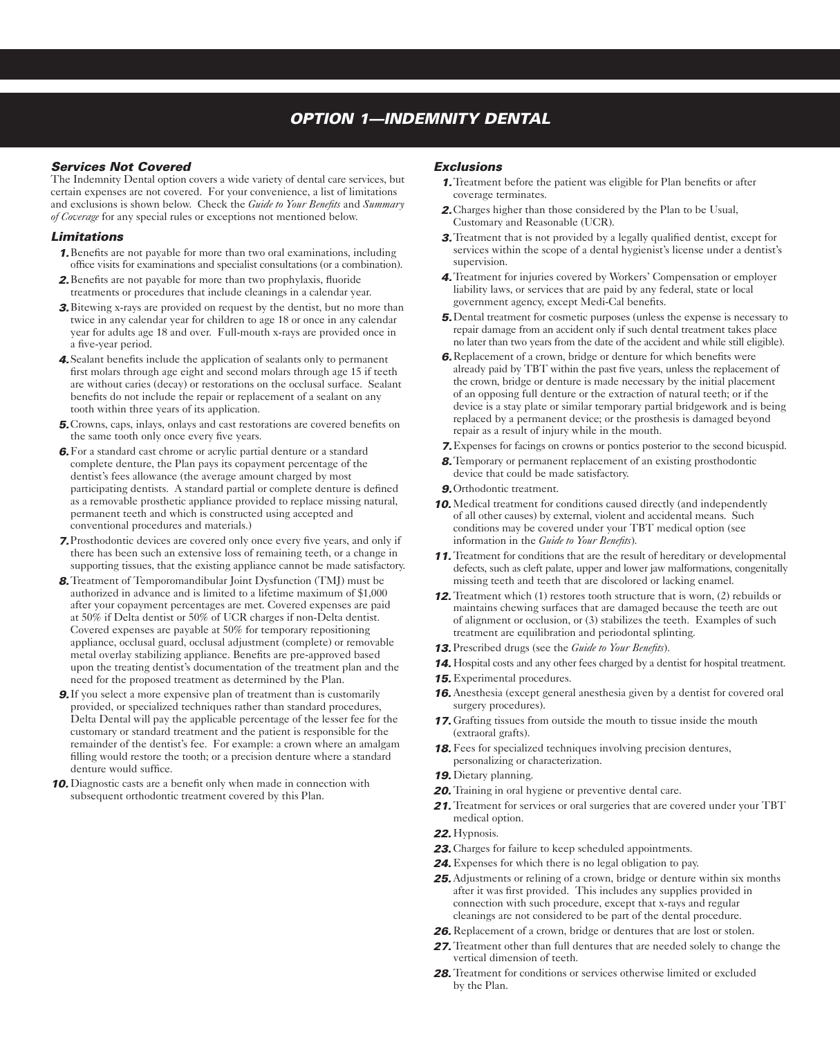# OPTION 1—INDEMNITY DENTAL

### *Services Not Covered*

The Indemnity Dental option covers a wide variety of dental care services, but certain expenses are not covered. For your convenience, a list of limitations and exclusions is shown below. Check the *Guide to Your Benefits* and *Summary of Coverage* for any special rules or exceptions not mentioned below.

### *Limitations*

1. Benefits are not payable for more than two oral examinations, including office visits for examinations and specialist consultations (or a combination).
2. Benefits are not payable for more than two prophylaxis, fluoride treatments or procedures that include cleanings in a calendar year.
3. Bitewing x-rays are provided on request by the dentist, but no more than twice in any calendar year for children to age 18 or once in any calendar year for adults age 18 and over. Full-mouth x-rays are provided once in a five-year period.
4. Sealant benefits include the application of sealants only to permanent first molars through age eight and second molars through age 15 if teeth are without caries (decay) or restorations on the occlusal surface. Sealant benefits do not include the repair or replacement of a sealant on any tooth within three years of its application.
5. Crowns, caps, inlays, onlays and cast restorations are covered benefits on the same tooth only once every five years.
6. For a standard cast chrome or acrylic partial denture or a standard complete denture, the Plan pays its copayment percentage of the dentist's fees allowance (the average amount charged by most participating dentists. A standard partial or complete denture is defined as a removable prosthetic appliance provided to replace missing natural, permanent teeth and which is constructed using accepted and conventional procedures and materials.)
7. Prosthodontic devices are covered only once every five years, and only if there has been such an extensive loss of remaining teeth, or a change in supporting tissues, that the existing appliance cannot be made satisfactory.
8. Treatment of Temporomandibular Joint Dysfunction (TMJ) must be authorized in advance and is limited to a lifetime maximum of $1,000 after your copayment percentages are met. Covered expenses are paid at 50% if Delta dentist or 50% of UCR charges if non-Delta dentist. Covered expenses are payable at 50% for temporary repositioning appliance, occlusal guard, occlusal adjustment (complete) or removable metal overlay stabilizing appliance. Benefits are pre-approved based upon the treating dentist's documentation of the treatment plan and the need for the proposed treatment as determined by the Plan.
9. If you select a more expensive plan of treatment than is customarily provided, or specialized techniques rather than standard procedures, Delta Dental will pay the applicable percentage of the lesser fee for the customary or standard treatment and the patient is responsible for the remainder of the dentist's fee. For example: a crown where an amalgam filling would restore the tooth; or a precision denture where a standard denture would suffice.
10. Diagnostic casts are a benefit only when made in connection with subsequent orthodontic treatment covered by this Plan.

### *Exclusions*

1. Treatment before the patient was eligible for Plan benefits or after coverage terminates.
2. Charges higher than those considered by the Plan to be Usual, Customary and Reasonable (UCR).
3. Treatment that is not provided by a legally qualified dentist, except for services within the scope of a dental hygienist's license under a dentist's supervision.
4. Treatment for injuries covered by Workers' Compensation or employer liability laws, or services that are paid by any federal, state or local government agency, except Medi-Cal benefits.
5. Dental treatment for cosmetic purposes (unless the expense is necessary to repair damage from an accident only if such dental treatment takes place no later than two years from the date of the accident and while still eligible).
6. Replacement of a crown, bridge or denture for which benefits were already paid by TBT within the past five years, unless the replacement of the crown, bridge or denture is made necessary by the initial placement of an opposing full denture or the extraction of natural teeth; or if the device is a stay plate or similar temporary partial bridgework and is being replaced by a permanent device; or the prosthesis is damaged beyond repair as a result of injury while in the mouth.
7. Expenses for facings on crowns or pontics posterior to the second bicuspid.
8. Temporary or permanent replacement of an existing prosthodontic device that could be made satisfactory.
9. Orthodontic treatment.
10. Medical treatment for conditions caused directly (and independently of all other causes) by external, violent and accidental means. Such conditions may be covered under your TBT medical option (see information in the *Guide to Your Benefits*).
11. Treatment for conditions that are the result of hereditary or developmental defects, such as cleft palate, upper and lower jaw malformations, congenitally missing teeth and teeth that are discolored or lacking enamel.
12. Treatment which (1) restores tooth structure that is worn, (2) rebuilds or maintains chewing surfaces that are damaged because the teeth are out of alignment or occlusion, or (3) stabilizes the teeth. Examples of such treatment are equilibration and periodontal splinting.
13. Prescribed drugs (see the *Guide to Your Benefits*).
14. Hospital costs and any other fees charged by a dentist for hospital treatment.
15. Experimental procedures.
16. Anesthesia (except general anesthesia given by a dentist for covered oral surgery procedures).
17. Grafting tissues from outside the mouth to tissue inside the mouth (extraoral grafts).
18. Fees for specialized techniques involving precision dentures, personalizing or characterization.
19. Dietary planning.
20. Training in oral hygiene or preventive dental care.
21. Treatment for services or oral surgeries that are covered under your TBT medical option.
22. Hypnosis.
23. Charges for failure to keep scheduled appointments.
24. Expenses for which there is no legal obligation to pay.
25. Adjustments or relining of a crown, bridge or denture within six months after it was first provided. This includes any supplies provided in connection with such procedure, except that x-rays and regular cleanings are not considered to be part of the dental procedure.
26. Replacement of a crown, bridge or dentures that are lost or stolen.
27. Treatment other than full dentures that are needed solely to change the vertical dimension of teeth.
28. Treatment for conditions or services otherwise limited or excluded by the Plan.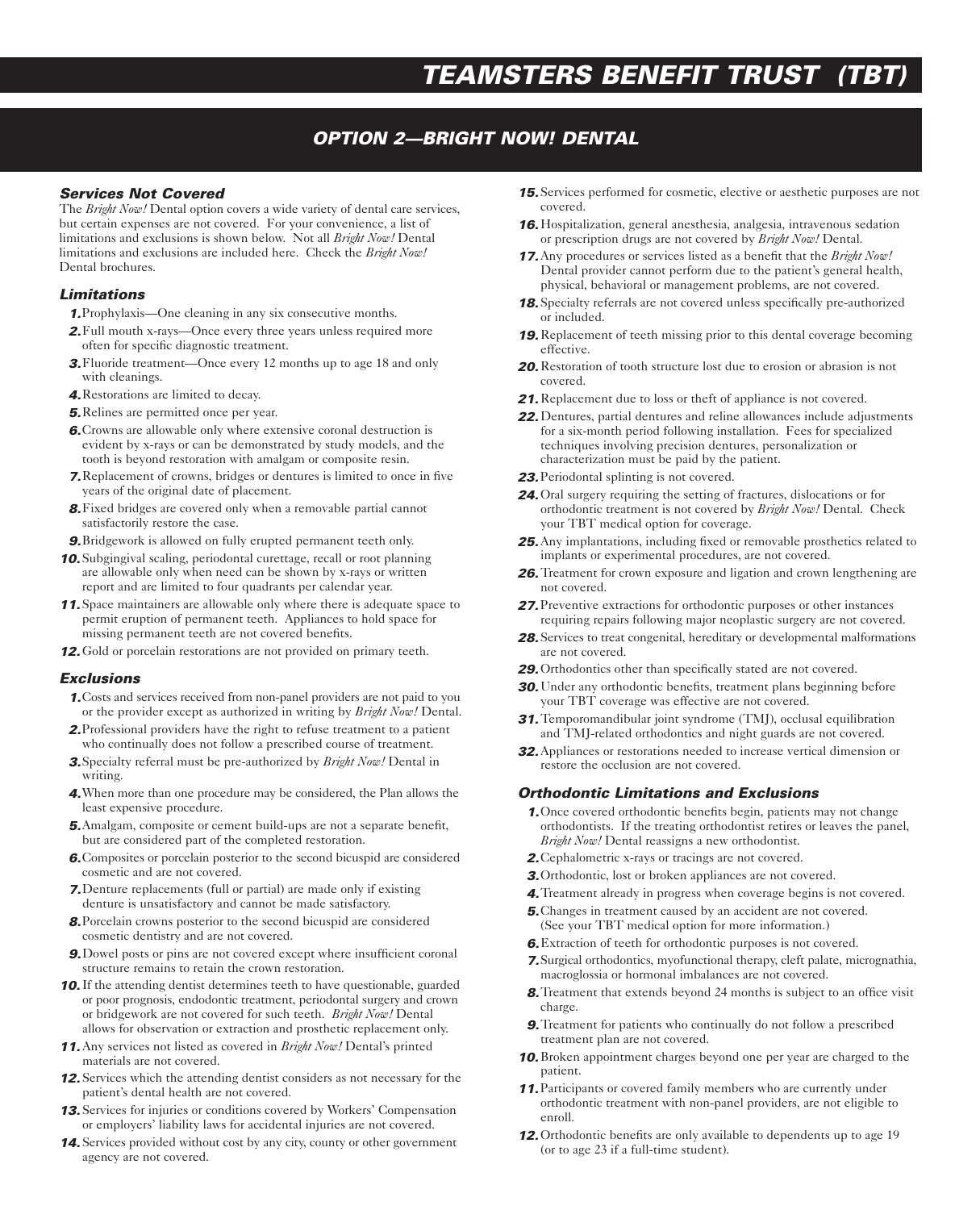# TEAMSTERS BENEFIT TRUST (TBT)

## OPTION 2—BRIGHT NOW! DENTAL

### Services Not Covered

The *Bright Now!* Dental option covers a wide variety of dental care services, but certain expenses are not covered. For your convenience, a list of limitations and exclusions is shown below. Not all *Bright Now!* Dental limitations and exclusions are included here. Check the *Bright Now!* Dental brochures.

### Limitations

1. Prophylaxis—One cleaning in any six consecutive months.
2. Full mouth x-rays—Once every three years unless required more often for specific diagnostic treatment.
3. Fluoride treatment—Once every 12 months up to age 18 and only with cleanings.
4. Restorations are limited to decay.
5. Relines are permitted once per year.
6. Crowns are allowable only where extensive coronal destruction is evident by x-rays or can be demonstrated by study models, and the tooth is beyond restoration with amalgam or composite resin.
7. Replacement of crowns, bridges or dentures is limited to once in five years of the original date of placement.
8. Fixed bridges are covered only when a removable partial cannot satisfactorily restore the case.
9. Bridgework is allowed on fully erupted permanent teeth only.
10. Subgingival scaling, periodontal curettage, recall or root planning are allowable only when need can be shown by x-rays or written report and are limited to four quadrants per calendar year.
11. Space maintainers are allowable only where there is adequate space to permit eruption of permanent teeth. Appliances to hold space for missing permanent teeth are not covered benefits.
12. Gold or porcelain restorations are not provided on primary teeth.

### Exclusions

1. Costs and services received from non-panel providers are not paid to you or the provider except as authorized in writing by *Bright Now!* Dental.
2. Professional providers have the right to refuse treatment to a patient who continually does not follow a prescribed course of treatment.
3. Specialty referral must be pre-authorized by *Bright Now!* Dental in writing.
4. When more than one procedure may be considered, the Plan allows the least expensive procedure.
5. Amalgam, composite or cement build-ups are not a separate benefit, but are considered part of the completed restoration.
6. Composites or porcelain posterior to the second bicuspid are considered cosmetic and are not covered.
7. Denture replacements (full or partial) are made only if existing denture is unsatisfactory and cannot be made satisfactory.
8. Porcelain crowns posterior to the second bicuspid are considered cosmetic dentistry and are not covered.
9. Dowel posts or pins are not covered except where insufficient coronal structure remains to retain the crown restoration.
10. If the attending dentist determines teeth to have questionable, guarded or poor prognosis, endodontic treatment, periodontal surgery and crown or bridgework are not covered for such teeth. *Bright Now!* Dental allows for observation or extraction and prosthetic replacement only.
11. Any services not listed as covered in *Bright Now!* Dental's printed materials are not covered.
12. Services which the attending dentist considers as not necessary for the patient's dental health are not covered.
13. Services for injuries or conditions covered by Workers' Compensation or employers' liability laws for accidental injuries are not covered.
14. Services provided without cost by any city, county or other government agency are not covered.
15. Services performed for cosmetic, elective or aesthetic purposes are not covered.
16. Hospitalization, general anesthesia, analgesia, intravenous sedation or prescription drugs are not covered by *Bright Now!* Dental.
17. Any procedures or services listed as a benefit that the *Bright Now!* Dental provider cannot perform due to the patient's general health, physical, behavioral or management problems, are not covered.
18. Specialty referrals are not covered unless specifically pre-authorized or included.
19. Replacement of teeth missing prior to this dental coverage becoming effective.
20. Restoration of tooth structure lost due to erosion or abrasion is not covered.
21. Replacement due to loss or theft of appliance is not covered.
22. Dentures, partial dentures and reline allowances include adjustments for a six-month period following installation. Fees for specialized techniques involving precision dentures, personalization or characterization must be paid by the patient.
23. Periodontal splinting is not covered.
24. Oral surgery requiring the setting of fractures, dislocations or for orthodontic treatment is not covered by *Bright Now!* Dental. Check your TBT medical option for coverage.
25. Any implantations, including fixed or removable prosthetics related to implants or experimental procedures, are not covered.
26. Treatment for crown exposure and ligation and crown lengthening are not covered.
27. Preventive extractions for orthodontic purposes or other instances requiring repairs following major neoplastic surgery are not covered.
28. Services to treat congenital, hereditary or developmental malformations are not covered.
29. Orthodontics other than specifically stated are not covered.
30. Under any orthodontic benefits, treatment plans beginning before your TBT coverage was effective are not covered.
31. Temporomandibular joint syndrome (TMJ), occlusal equilibration and TMJ-related orthodontics and night guards are not covered.
32. Appliances or restorations needed to increase vertical dimension or restore the occlusion are not covered.

### Orthodontic Limitations and Exclusions

1. Once covered orthodontic benefits begin, patients may not change orthodontists. If the treating orthodontist retires or leaves the panel, *Bright Now!* Dental reassigns a new orthodontist.
2. Cephalometric x-rays or tracings are not covered.
3. Orthodontic, lost or broken appliances are not covered.
4. Treatment already in progress when coverage begins is not covered.
5. Changes in treatment caused by an accident are not covered. (See your TBT medical option for more information.)
6. Extraction of teeth for orthodontic purposes is not covered.
7. Surgical orthodontics, myofunctional therapy, cleft palate, micrognathia, macroglossia or hormonal imbalances are not covered.
8. Treatment that extends beyond 24 months is subject to an office visit charge.
9. Treatment for patients who continually do not follow a prescribed treatment plan are not covered.
10. Broken appointment charges beyond one per year are charged to the patient.
11. Participants or covered family members who are currently under orthodontic treatment with non-panel providers, are not eligible to enroll.
12. Orthodontic benefits are only available to dependents up to age 19 (or to age 23 if a full-time student).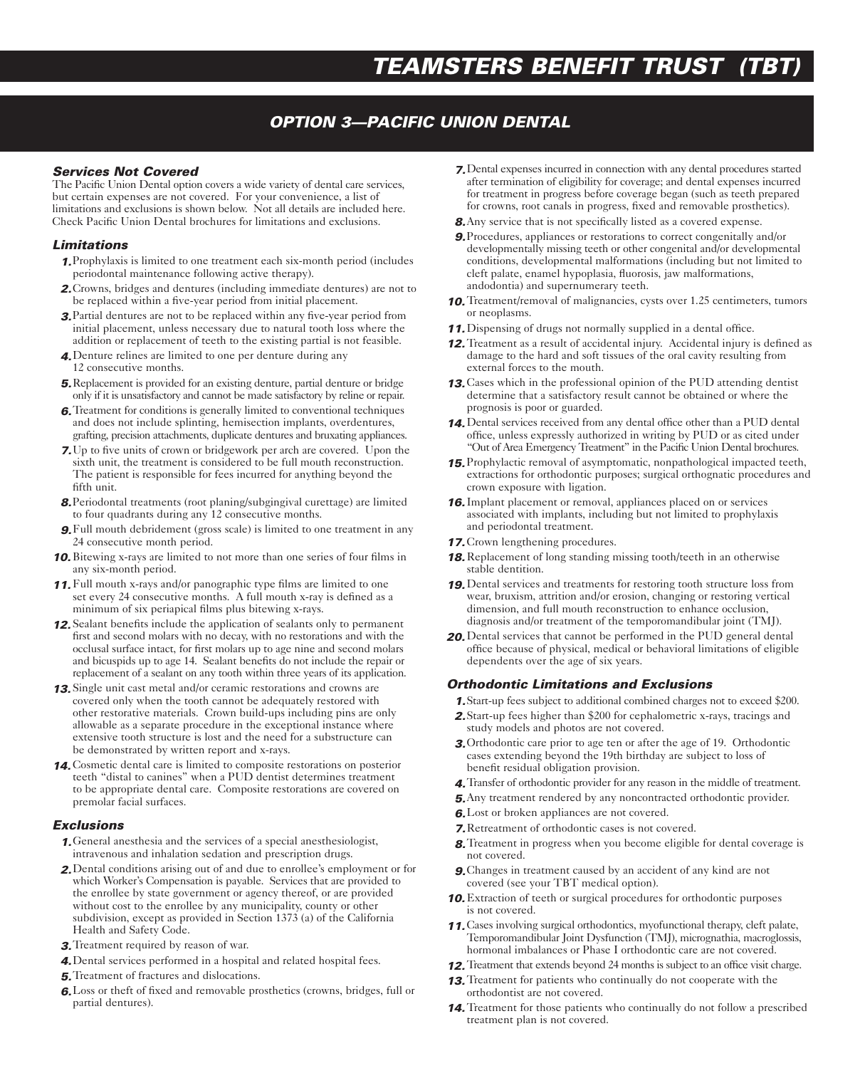# TEAMSTERS BENEFIT TRUST (TBT)

## OPTION 3—PACIFIC UNION DENTAL

### *Services Not Covered*

The Pacific Union Dental option covers a wide variety of dental care services, but certain expenses are not covered. For your convenience, a list of limitations and exclusions is shown below. Not all details are included here. Check Pacific Union Dental brochures for limitations and exclusions.

### *Limitations*

1. Prophylaxis is limited to one treatment each six-month period (includes periodontal maintenance following active therapy).
2. Crowns, bridges and dentures (including immediate dentures) are not to be replaced within a five-year period from initial placement.
3. Partial dentures are not to be replaced within any five-year period from initial placement, unless necessary due to natural tooth loss where the addition or replacement of teeth to the existing partial is not feasible.
4. Denture relines are limited to one per denture during any 12 consecutive months.
5. Replacement is provided for an existing denture, partial denture or bridge only if it is unsatisfactory and cannot be made satisfactory by reline or repair.
6. Treatment for conditions is generally limited to conventional techniques and does not include splinting, hemisection implants, overdentures, grafting, precision attachments, duplicate dentures and bruxating appliances.
7. Up to five units of crown or bridgework per arch are covered. Upon the sixth unit, the treatment is considered to be full mouth reconstruction. The patient is responsible for fees incurred for anything beyond the fifth unit.
8. Periodontal treatments (root planing/subgingival curettage) are limited to four quadrants during any 12 consecutive months.
9. Full mouth debridement (gross scale) is limited to one treatment in any 24 consecutive month period.
10. Bitewing x-rays are limited to not more than one series of four films in any six-month period.
11. Full mouth x-rays and/or panographic type films are limited to one set every 24 consecutive months. A full mouth x-ray is defined as a minimum of six periapical films plus bitewing x-rays.
12. Sealant benefits include the application of sealants only to permanent first and second molars with no decay, with no restorations and with the occlusal surface intact, for first molars up to age nine and second molars and bicuspids up to age 14. Sealant benefits do not include the repair or replacement of a sealant on any tooth within three years of its application.
13. Single unit cast metal and/or ceramic restorations and crowns are covered only when the tooth cannot be adequately restored with other restorative materials. Crown build-ups including pins are only allowable as a separate procedure in the exceptional instance where extensive tooth structure is lost and the need for a substructure can be demonstrated by written report and x-rays.
14. Cosmetic dental care is limited to composite restorations on posterior teeth “distal to canines” when a PUD dentist determines treatment to be appropriate dental care. Composite restorations are covered on premolar facial surfaces.

### *Exclusions*

1. General anesthesia and the services of a special anesthesiologist, intravenous and inhalation sedation and prescription drugs.
2. Dental conditions arising out of and due to enrollee’s employment or for which Worker’s Compensation is payable. Services that are provided to the enrollee by state government or agency thereof, or are provided without cost to the enrollee by any municipality, county or other subdivision, except as provided in Section 1373 (a) of the California Health and Safety Code.
3. Treatment required by reason of war.
4. Dental services performed in a hospital and related hospital fees.
5. Treatment of fractures and dislocations.
6. Loss or theft of fixed and removable prosthetics (crowns, bridges, full or partial dentures).
7. Dental expenses incurred in connection with any dental procedures started after termination of eligibility for coverage; and dental expenses incurred for treatment in progress before coverage began (such as teeth prepared for crowns, root canals in progress, fixed and removable prosthetics).
8. Any service that is not specifically listed as a covered expense.
9. Procedures, appliances or restorations to correct congenitally and/or developmentally missing teeth or other congenital and/or developmental conditions, developmental malformations (including but not limited to cleft palate, enamel hypoplasia, fluorosis, jaw malformations, andodontia) and supernumerary teeth.
10. Treatment/removal of malignancies, cysts over 1.25 centimeters, tumors or neoplasms.
11. Dispensing of drugs not normally supplied in a dental office.
12. Treatment as a result of accidental injury. Accidental injury is defined as damage to the hard and soft tissues of the oral cavity resulting from external forces to the mouth.
13. Cases which in the professional opinion of the PUD attending dentist determine that a satisfactory result cannot be obtained or where the prognosis is poor or guarded.
14. Dental services received from any dental office other than a PUD dental office, unless expressly authorized in writing by PUD or as cited under “Out of Area Emergency Treatment” in the Pacific Union Dental brochures.
15. Prophylactic removal of asymptomatic, nonpathological impacted teeth, extractions for orthodontic purposes; surgical orthognatic procedures and crown exposure with ligation.
16. Implant placement or removal, appliances placed on or services associated with implants, including but not limited to prophylaxis and periodontal treatment.
17. Crown lengthening procedures.
18. Replacement of long standing missing tooth/teeth in an otherwise stable dentition.
19. Dental services and treatments for restoring tooth structure loss from wear, bruxism, attrition and/or erosion, changing or restoring vertical dimension, and full mouth reconstruction to enhance occlusion, diagnosis and/or treatment of the temporomandibular joint (TMJ).
20. Dental services that cannot be performed in the PUD general dental office because of physical, medical or behavioral limitations of eligible dependents over the age of six years.

### *Orthodontic Limitations and Exclusions*

1. Start-up fees subject to additional combined charges not to exceed $200.
2. Start-up fees higher than $200 for cephalometric x-rays, tracings and study models and photos are not covered.
3. Orthodontic care prior to age ten or after the age of 19. Orthodontic cases extending beyond the 19th birthday are subject to loss of benefit residual obligation provision.
4. Transfer of orthodontic provider for any reason in the middle of treatment.
5. Any treatment rendered by any noncontracted orthodontic provider.
6. Lost or broken appliances are not covered.
7. Retreatment of orthodontic cases is not covered.
8. Treatment in progress when you become eligible for dental coverage is not covered.
9. Changes in treatment caused by an accident of any kind are not covered (see your TBT medical option).
10. Extraction of teeth or surgical procedures for orthodontic purposes is not covered.
11. Cases involving surgical orthodontics, myofunctional therapy, cleft palate, Temporomandibular Joint Dysfunction (TMJ), micrognathia, macroglossia, hormonal imbalances or Phase I orthodontic care are not covered.
12. Treatment that extends beyond 24 months is subject to an office visit charge.
13. Treatment for patients who continually do not cooperate with the orthodontist are not covered.
14. Treatment for those patients who continually do not follow a prescribed treatment plan is not covered.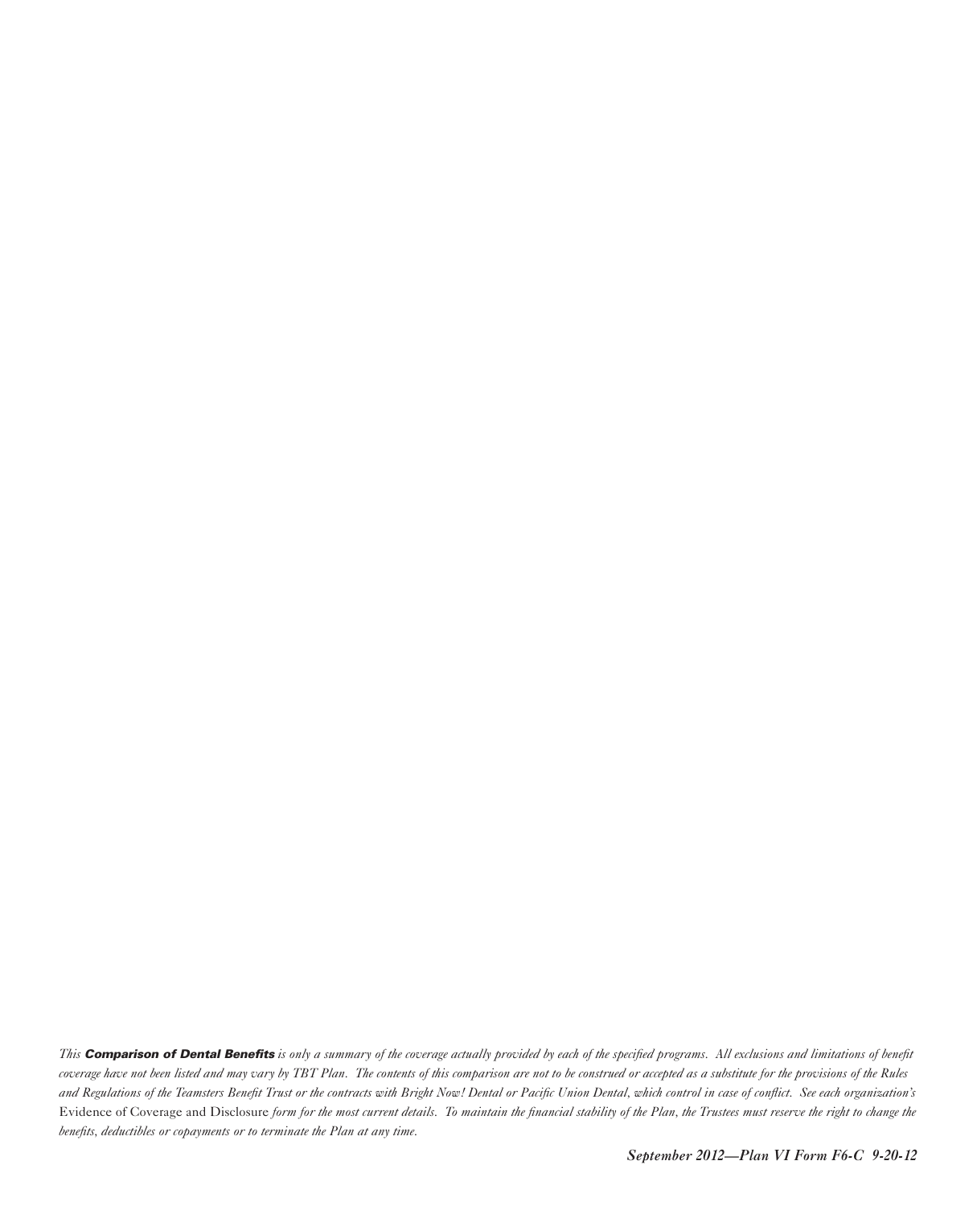*This* ***Comparison of Dental Benefits*** *is only a summary of the coverage actually provided by each of the specified programs. All exclusions and limitations of benefit coverage have not been listed and may vary by TBT Plan. The contents of this comparison are not to be construed or accepted as a substitute for the provisions of the Rules and Regulations of the Teamsters Benefit Trust or the contracts with Bright Now! Dental or Pacific Union Dental, which control in case of conflict. See each organization's* Evidence of Coverage and Disclosure *form for the most current details. To maintain the financial stability of the Plan, the Trustees must reserve the right to change the benefits, deductibles or copayments or to terminate the Plan at any time.*

***September 2012—Plan VI Form F6-C 9-20-12***